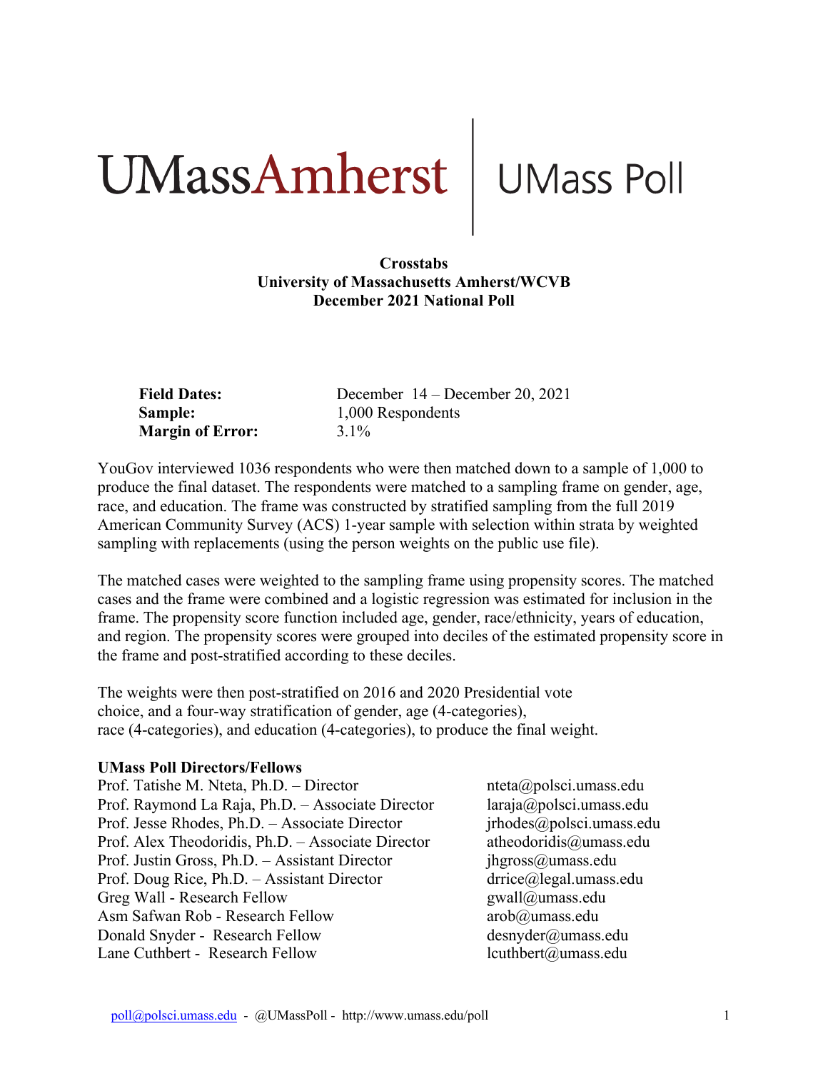# UMassAmherst | UMass Poll

**Crosstabs**
**University of Massachusetts Amherst/WCVB**
**December 2021 National Poll**

| | |
|---|---|
| **Field Dates:** | December 14 – December 20, 2021 |
| **Sample:** | 1,000 Respondents |
| **Margin of Error:** | 3.1% |

YouGov interviewed 1036 respondents who were then matched down to a sample of 1,000 to produce the final dataset. The respondents were matched to a sampling frame on gender, age, race, and education. The frame was constructed by stratified sampling from the full 2019 American Community Survey (ACS) 1-year sample with selection within strata by weighted sampling with replacements (using the person weights on the public use file).

The matched cases were weighted to the sampling frame using propensity scores. The matched cases and the frame were combined and a logistic regression was estimated for inclusion in the frame. The propensity score function included age, gender, race/ethnicity, years of education, and region. The propensity scores were grouped into deciles of the estimated propensity score in the frame and post-stratified according to these deciles.

The weights were then post-stratified on 2016 and 2020 Presidential vote choice, and a four-way stratification of gender, age (4-categories), race (4-categories), and education (4-categories), to produce the final weight.

**UMass Poll Directors/Fellows**

| | |
|---|---|
| Prof. Tatishe M. Nteta, Ph.D. – Director | nteta@polsci.umass.edu |
| Prof. Raymond La Raja, Ph.D. – Associate Director | laraja@polsci.umass.edu |
| Prof. Jesse Rhodes, Ph.D. – Associate Director | jrhodes@polsci.umass.edu |
| Prof. Alex Theodoridis, Ph.D. – Associate Director | atheodoridis@umass.edu |
| Prof. Justin Gross, Ph.D. – Assistant Director | jhgross@umass.edu |
| Prof. Doug Rice, Ph.D. – Assistant Director | drrice@legal.umass.edu |
| Greg Wall - Research Fellow | gwall@umass.edu |
| Asm Safwan Rob - Research Fellow | arob@umass.edu |
| Donald Snyder - Research Fellow | desnyder@umass.edu |
| Lane Cuthbert - Research Fellow | lcuthbert@umass.edu |

poll@polsci.umass.edu - @UMassPoll - http://www.umass.edu/poll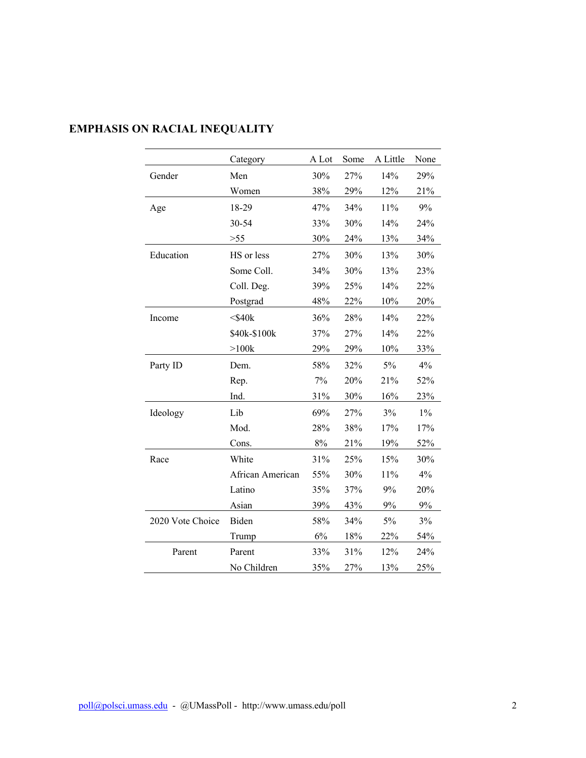## EMPHASIS ON RACIAL INEQUALITY

| | Category | A Lot | Some | A Little | None |
|---|---|---|---|---|---|
| Gender | Men | 30% | 27% | 14% | 29% |
| | Women | 38% | 29% | 12% | 21% |
| Age | 18-29 | 47% | 34% | 11% | 9% |
| | 30-54 | 33% | 30% | 14% | 24% |
| | >55 | 30% | 24% | 13% | 34% |
| Education | HS or less | 27% | 30% | 13% | 30% |
| | Some Coll. | 34% | 30% | 13% | 23% |
| | Coll. Deg. | 39% | 25% | 14% | 22% |
| | Postgrad | 48% | 22% | 10% | 20% |
| Income | <$40k | 36% | 28% | 14% | 22% |
| | $40k-$100k | 37% | 27% | 14% | 22% |
| | >100k | 29% | 29% | 10% | 33% |
| Party ID | Dem. | 58% | 32% | 5% | 4% |
| | Rep. | 7% | 20% | 21% | 52% |
| | Ind. | 31% | 30% | 16% | 23% |
| Ideology | Lib | 69% | 27% | 3% | 1% |
| | Mod. | 28% | 38% | 17% | 17% |
| | Cons. | 8% | 21% | 19% | 52% |
| Race | White | 31% | 25% | 15% | 30% |
| | African American | 55% | 30% | 11% | 4% |
| | Latino | 35% | 37% | 9% | 20% |
| | Asian | 39% | 43% | 9% | 9% |
| 2020 Vote Choice | Biden | 58% | 34% | 5% | 3% |
| | Trump | 6% | 18% | 22% | 54% |
| Parent | Parent | 33% | 31% | 12% | 24% |
| | No Children | 35% | 27% | 13% | 25% |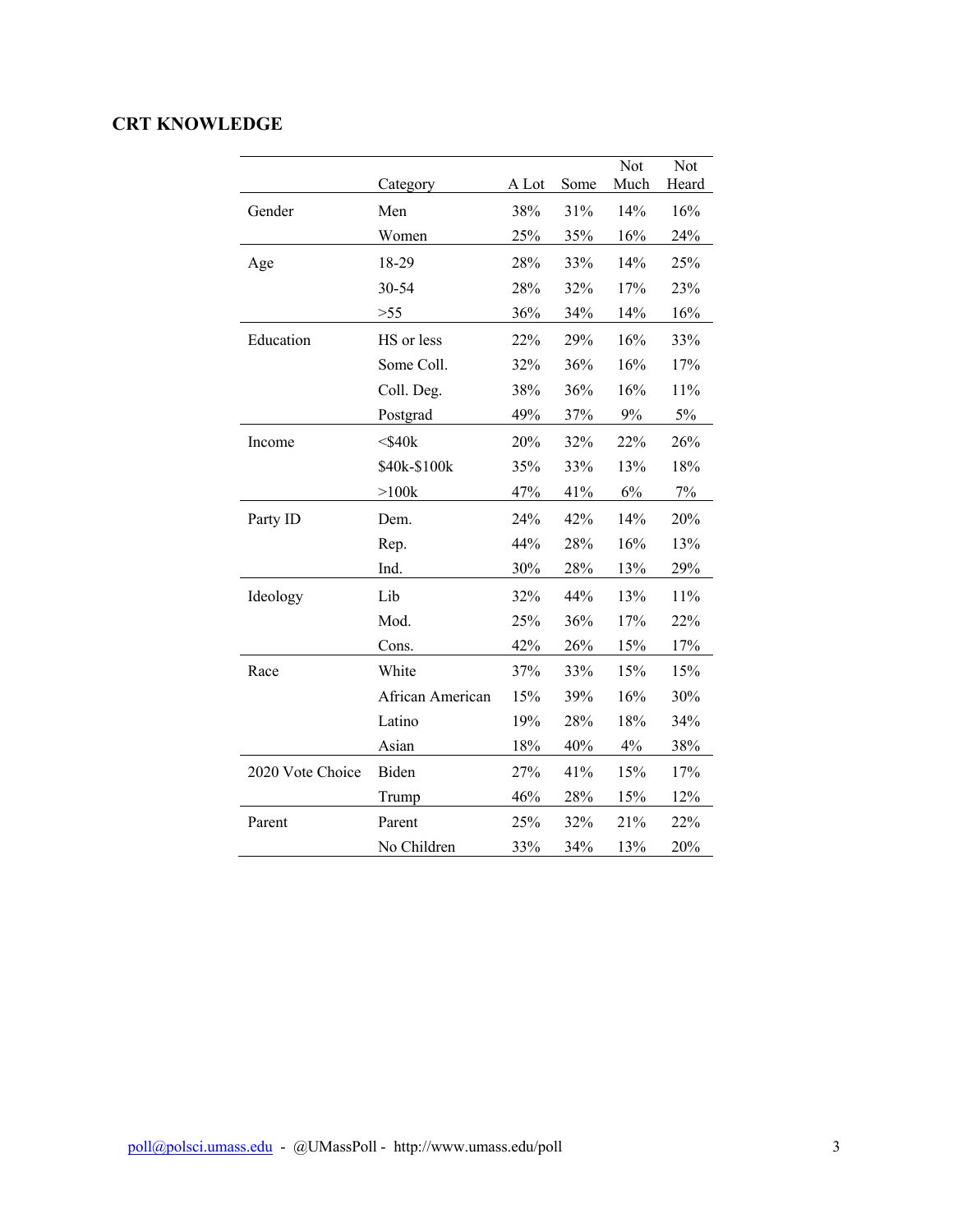## CRT KNOWLEDGE

| | Category | A Lot | Some | Not Much | Not Heard |
|---|---|---|---|---|---|
| Gender | Men | 38% | 31% | 14% | 16% |
| | Women | 25% | 35% | 16% | 24% |
| Age | 18-29 | 28% | 33% | 14% | 25% |
| | 30-54 | 28% | 32% | 17% | 23% |
| | >55 | 36% | 34% | 14% | 16% |
| Education | HS or less | 22% | 29% | 16% | 33% |
| | Some Coll. | 32% | 36% | 16% | 17% |
| | Coll. Deg. | 38% | 36% | 16% | 11% |
| | Postgrad | 49% | 37% | 9% | 5% |
| Income | <$40k | 20% | 32% | 22% | 26% |
| | $40k-$100k | 35% | 33% | 13% | 18% |
| | >100k | 47% | 41% | 6% | 7% |
| Party ID | Dem. | 24% | 42% | 14% | 20% |
| | Rep. | 44% | 28% | 16% | 13% |
| | Ind. | 30% | 28% | 13% | 29% |
| Ideology | Lib | 32% | 44% | 13% | 11% |
| | Mod. | 25% | 36% | 17% | 22% |
| | Cons. | 42% | 26% | 15% | 17% |
| Race | White | 37% | 33% | 15% | 15% |
| | African American | 15% | 39% | 16% | 30% |
| | Latino | 19% | 28% | 18% | 34% |
| | Asian | 18% | 40% | 4% | 38% |
| 2020 Vote Choice | Biden | 27% | 41% | 15% | 17% |
| | Trump | 46% | 28% | 15% | 12% |
| Parent | Parent | 25% | 32% | 21% | 22% |
| | No Children | 33% | 34% | 13% | 20% |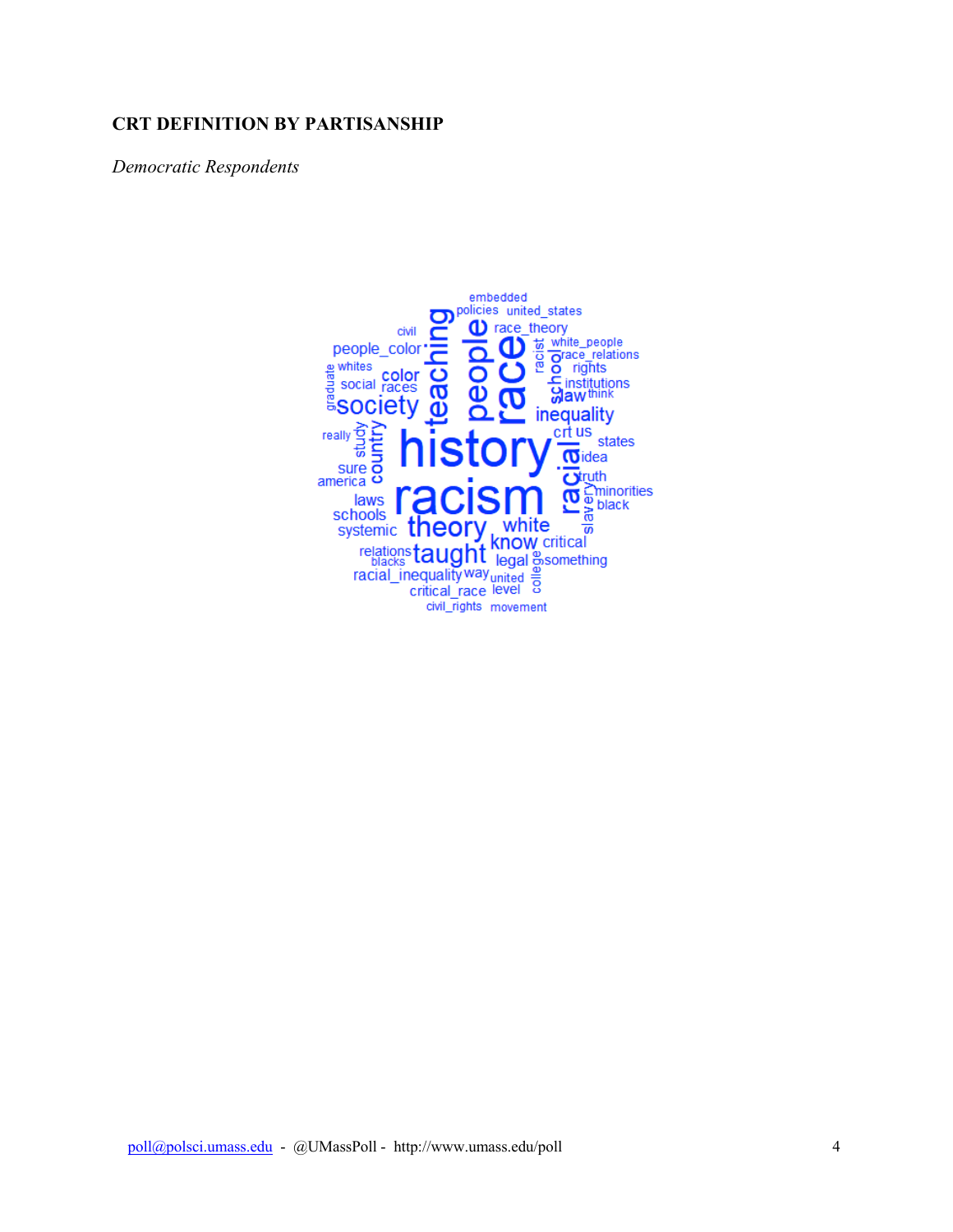**CRT DEFINITION BY PARTISANSHIP**

*Democratic Respondents*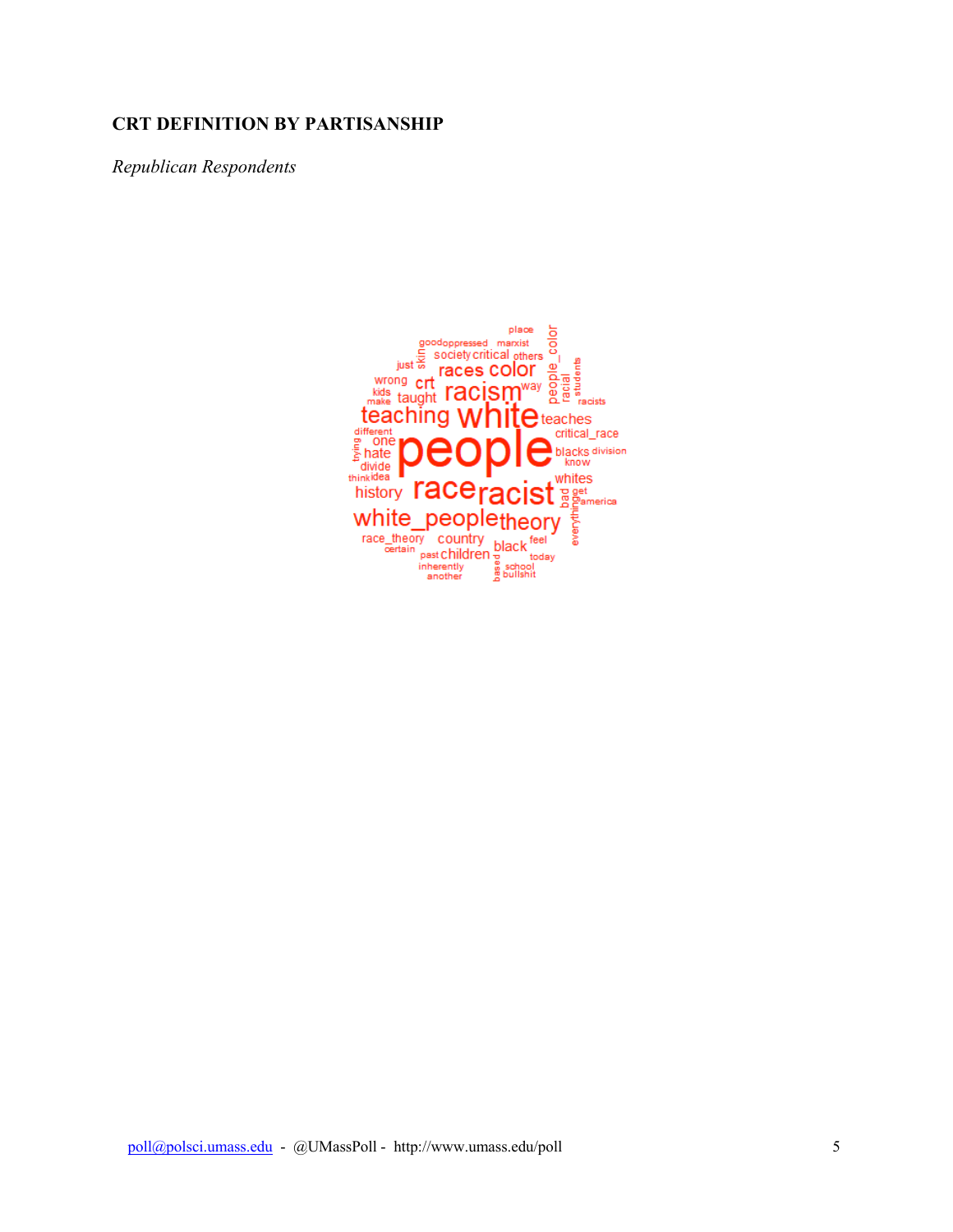**CRT DEFINITION BY PARTISANSHIP**

*Republican Respondents*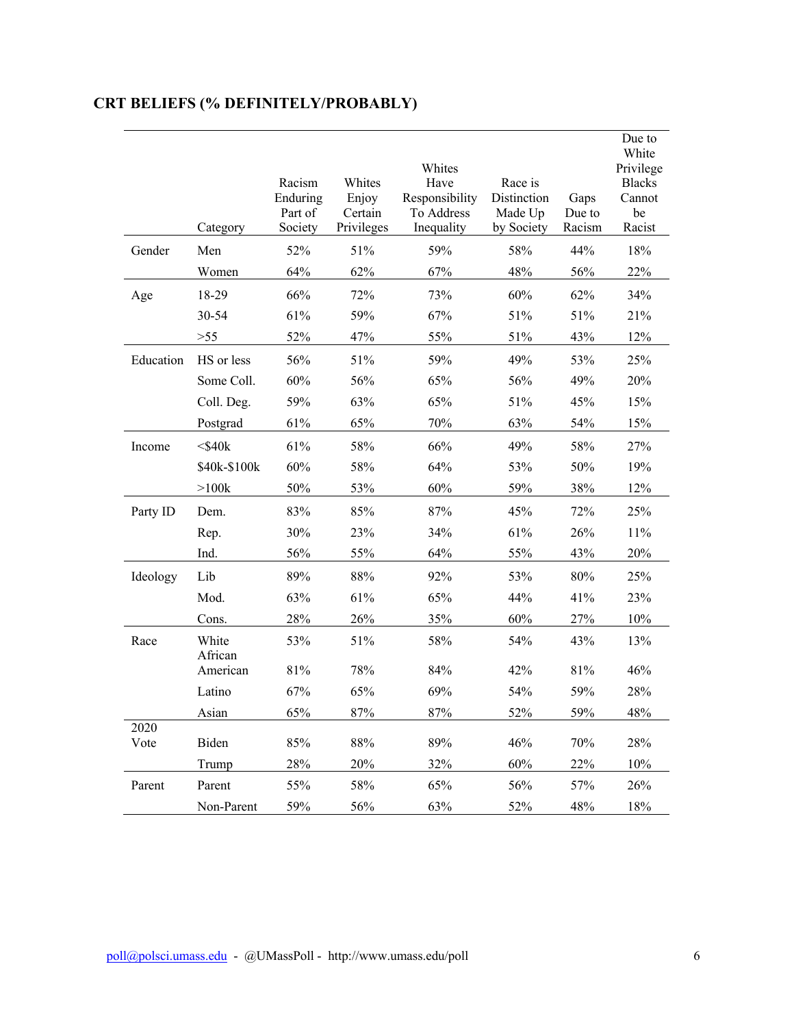## CRT BELIEFS (% DEFINITELY/PROBABLY)

| | Category | Racism Enduring Part of Society | Whites Enjoy Certain Privileges | Whites Have Responsibility To Address Inequality | Race is Distinction Made Up by Society | Gaps Due to Racism | Due to White Privilege Blacks Cannot be Racist |
|---|---|---|---|---|---|---|---|
| Gender | Men | 52% | 51% | 59% | 58% | 44% | 18% |
| | Women | 64% | 62% | 67% | 48% | 56% | 22% |
| Age | 18-29 | 66% | 72% | 73% | 60% | 62% | 34% |
| | 30-54 | 61% | 59% | 67% | 51% | 51% | 21% |
| | >55 | 52% | 47% | 55% | 51% | 43% | 12% |
| Education | HS or less | 56% | 51% | 59% | 49% | 53% | 25% |
| | Some Coll. | 60% | 56% | 65% | 56% | 49% | 20% |
| | Coll. Deg. | 59% | 63% | 65% | 51% | 45% | 15% |
| | Postgrad | 61% | 65% | 70% | 63% | 54% | 15% |
| Income | <$40k | 61% | 58% | 66% | 49% | 58% | 27% |
| | $40k-$100k | 60% | 58% | 64% | 53% | 50% | 19% |
| | >100k | 50% | 53% | 60% | 59% | 38% | 12% |
| Party ID | Dem. | 83% | 85% | 87% | 45% | 72% | 25% |
| | Rep. | 30% | 23% | 34% | 61% | 26% | 11% |
| | Ind. | 56% | 55% | 64% | 55% | 43% | 20% |
| Ideology | Lib | 89% | 88% | 92% | 53% | 80% | 25% |
| | Mod. | 63% | 61% | 65% | 44% | 41% | 23% |
| | Cons. | 28% | 26% | 35% | 60% | 27% | 10% |
| Race | White | 53% | 51% | 58% | 54% | 43% | 13% |
| | African American | 81% | 78% | 84% | 42% | 81% | 46% |
| | Latino | 67% | 65% | 69% | 54% | 59% | 28% |
| | Asian | 65% | 87% | 87% | 52% | 59% | 48% |
| 2020 Vote | Biden | 85% | 88% | 89% | 46% | 70% | 28% |
| | Trump | 28% | 20% | 32% | 60% | 22% | 10% |
| Parent | Parent | 55% | 58% | 65% | 56% | 57% | 26% |
| | Non-Parent | 59% | 56% | 63% | 52% | 48% | 18% |

poll@polsci.umass.edu - @UMassPoll - http://www.umass.edu/poll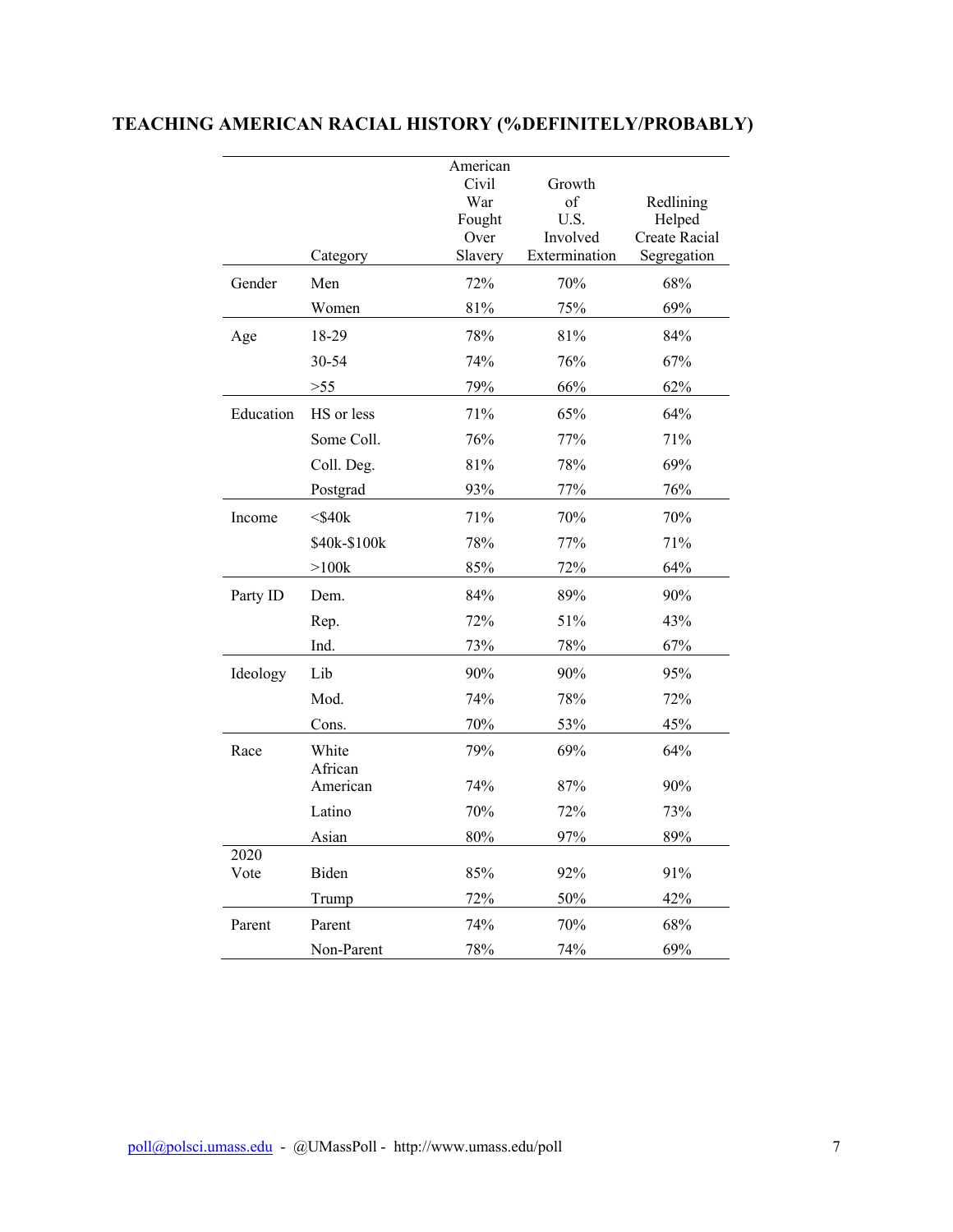## TEACHING AMERICAN RACIAL HISTORY (%DEFINITELY/PROBABLY)

| | Category | American Civil War Fought Over Slavery | Growth of U.S. Involved Extermination | Redlining Helped Create Racial Segregation |
|---|---|---|---|---|
| Gender | Men | 72% | 70% | 68% |
| | Women | 81% | 75% | 69% |
| Age | 18-29 | 78% | 81% | 84% |
| | 30-54 | 74% | 76% | 67% |
| | >55 | 79% | 66% | 62% |
| Education | HS or less | 71% | 65% | 64% |
| | Some Coll. | 76% | 77% | 71% |
| | Coll. Deg. | 81% | 78% | 69% |
| | Postgrad | 93% | 77% | 76% |
| Income | <$40k | 71% | 70% | 70% |
| | $40k-$100k | 78% | 77% | 71% |
| | >100k | 85% | 72% | 64% |
| Party ID | Dem. | 84% | 89% | 90% |
| | Rep. | 72% | 51% | 43% |
| | Ind. | 73% | 78% | 67% |
| Ideology | Lib | 90% | 90% | 95% |
| | Mod. | 74% | 78% | 72% |
| | Cons. | 70% | 53% | 45% |
| Race | White | 79% | 69% | 64% |
| | African American | 74% | 87% | 90% |
| | Latino | 70% | 72% | 73% |
| | Asian | 80% | 97% | 89% |
| 2020 Vote | Biden | 85% | 92% | 91% |
| | Trump | 72% | 50% | 42% |
| Parent | Parent | 74% | 70% | 68% |
| | Non-Parent | 78% | 74% | 69% |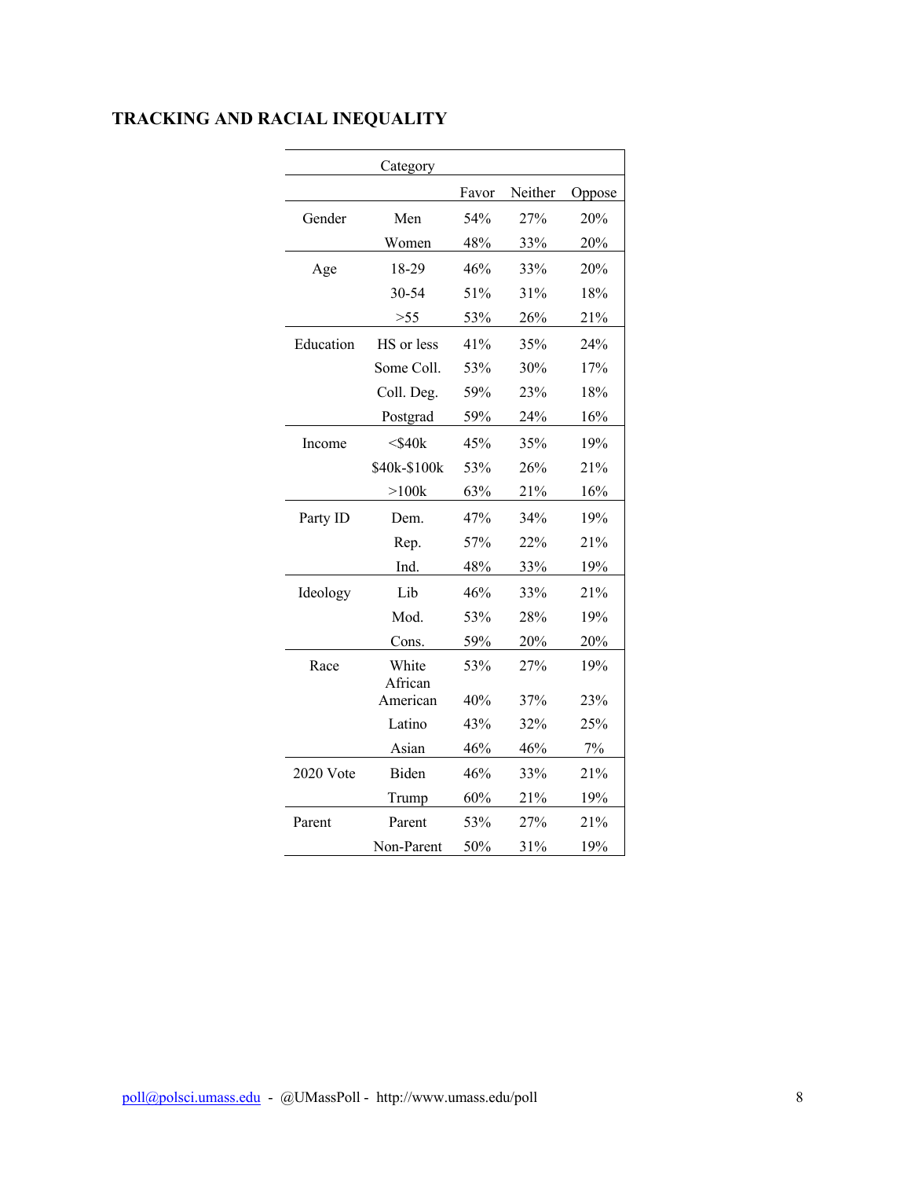## TRACKING AND RACIAL INEQUALITY

| Category | | Favor | Neither | Oppose |
|---|---|---|---|---|
| Gender | Men | 54% | 27% | 20% |
| | Women | 48% | 33% | 20% |
| Age | 18-29 | 46% | 33% | 20% |
| | 30-54 | 51% | 31% | 18% |
| | >55 | 53% | 26% | 21% |
| Education | HS or less | 41% | 35% | 24% |
| | Some Coll. | 53% | 30% | 17% |
| | Coll. Deg. | 59% | 23% | 18% |
| | Postgrad | 59% | 24% | 16% |
| Income | <$40k | 45% | 35% | 19% |
| | $40k-$100k | 53% | 26% | 21% |
| | >100k | 63% | 21% | 16% |
| Party ID | Dem. | 47% | 34% | 19% |
| | Rep. | 57% | 22% | 21% |
| | Ind. | 48% | 33% | 19% |
| Ideology | Lib | 46% | 33% | 21% |
| | Mod. | 53% | 28% | 19% |
| | Cons. | 59% | 20% | 20% |
| Race | White | 53% | 27% | 19% |
| | African American | 40% | 37% | 23% |
| | Latino | 43% | 32% | 25% |
| | Asian | 46% | 46% | 7% |
| 2020 Vote | Biden | 46% | 33% | 21% |
| | Trump | 60% | 21% | 19% |
| Parent | Parent | 53% | 27% | 21% |
| | Non-Parent | 50% | 31% | 19% |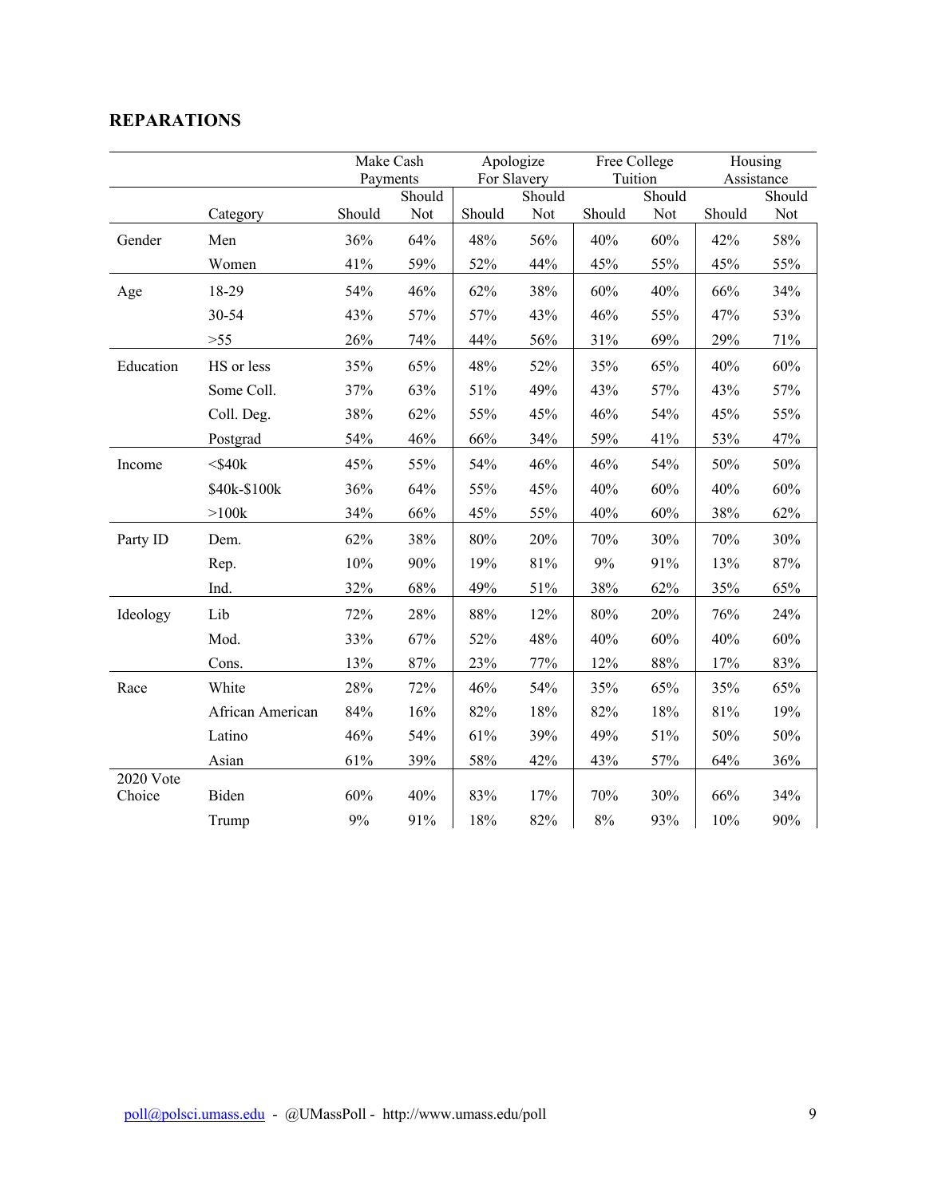## REPARATIONS

| | | Make Cash Payments | | Apologize For Slavery | | Free College Tuition | | Housing Assistance | |
|---|---|---|---|---|---|---|---|---|---|
| | Category | Should | Should Not | Should | Should Not | Should | Should Not | Should | Should Not |
| Gender | Men | 36% | 64% | 48% | 56% | 40% | 60% | 42% | 58% |
| | Women | 41% | 59% | 52% | 44% | 45% | 55% | 45% | 55% |
| Age | 18-29 | 54% | 46% | 62% | 38% | 60% | 40% | 66% | 34% |
| | 30-54 | 43% | 57% | 57% | 43% | 46% | 55% | 47% | 53% |
| | >55 | 26% | 74% | 44% | 56% | 31% | 69% | 29% | 71% |
| Education | HS or less | 35% | 65% | 48% | 52% | 35% | 65% | 40% | 60% |
| | Some Coll. | 37% | 63% | 51% | 49% | 43% | 57% | 43% | 57% |
| | Coll. Deg. | 38% | 62% | 55% | 45% | 46% | 54% | 45% | 55% |
| | Postgrad | 54% | 46% | 66% | 34% | 59% | 41% | 53% | 47% |
| Income | <$40k | 45% | 55% | 54% | 46% | 46% | 54% | 50% | 50% |
| | $40k-$100k | 36% | 64% | 55% | 45% | 40% | 60% | 40% | 60% |
| | >100k | 34% | 66% | 45% | 55% | 40% | 60% | 38% | 62% |
| Party ID | Dem. | 62% | 38% | 80% | 20% | 70% | 30% | 70% | 30% |
| | Rep. | 10% | 90% | 19% | 81% | 9% | 91% | 13% | 87% |
| | Ind. | 32% | 68% | 49% | 51% | 38% | 62% | 35% | 65% |
| Ideology | Lib | 72% | 28% | 88% | 12% | 80% | 20% | 76% | 24% |
| | Mod. | 33% | 67% | 52% | 48% | 40% | 60% | 40% | 60% |
| | Cons. | 13% | 87% | 23% | 77% | 12% | 88% | 17% | 83% |
| Race | White | 28% | 72% | 46% | 54% | 35% | 65% | 35% | 65% |
| | African American | 84% | 16% | 82% | 18% | 82% | 18% | 81% | 19% |
| | Latino | 46% | 54% | 61% | 39% | 49% | 51% | 50% | 50% |
| | Asian | 61% | 39% | 58% | 42% | 43% | 57% | 64% | 36% |
| 2020 Vote Choice | Biden | 60% | 40% | 83% | 17% | 70% | 30% | 66% | 34% |
| | Trump | 9% | 91% | 18% | 82% | 8% | 93% | 10% | 90% |

poll@polsci.umass.edu - @UMassPoll - http://www.umass.edu/poll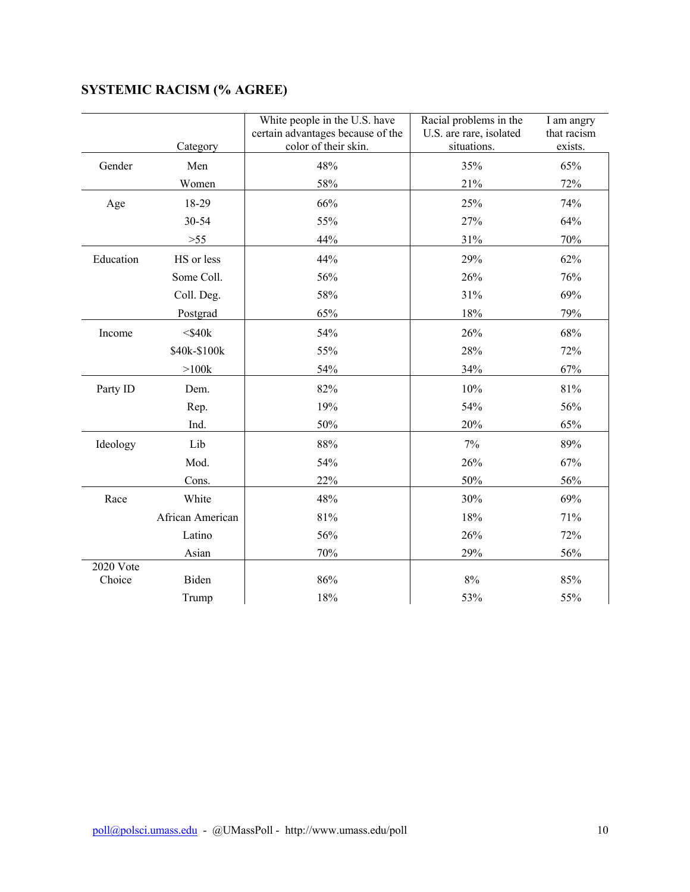## SYSTEMIC RACISM (% AGREE)

| | Category | White people in the U.S. have certain advantages because of the color of their skin. | Racial problems in the U.S. are rare, isolated situations. | I am angry that racism exists. |
|---|---|---|---|---|
| Gender | Men | 48% | 35% | 65% |
| | Women | 58% | 21% | 72% |
| Age | 18-29 | 66% | 25% | 74% |
| | 30-54 | 55% | 27% | 64% |
| | >55 | 44% | 31% | 70% |
| Education | HS or less | 44% | 29% | 62% |
| | Some Coll. | 56% | 26% | 76% |
| | Coll. Deg. | 58% | 31% | 69% |
| | Postgrad | 65% | 18% | 79% |
| Income | <$40k | 54% | 26% | 68% |
| | $40k-$100k | 55% | 28% | 72% |
| | >100k | 54% | 34% | 67% |
| Party ID | Dem. | 82% | 10% | 81% |
| | Rep. | 19% | 54% | 56% |
| | Ind. | 50% | 20% | 65% |
| Ideology | Lib | 88% | 7% | 89% |
| | Mod. | 54% | 26% | 67% |
| | Cons. | 22% | 50% | 56% |
| Race | White | 48% | 30% | 69% |
| | African American | 81% | 18% | 71% |
| | Latino | 56% | 26% | 72% |
| | Asian | 70% | 29% | 56% |
| 2020 Vote Choice | Biden | 86% | 8% | 85% |
| | Trump | 18% | 53% | 55% |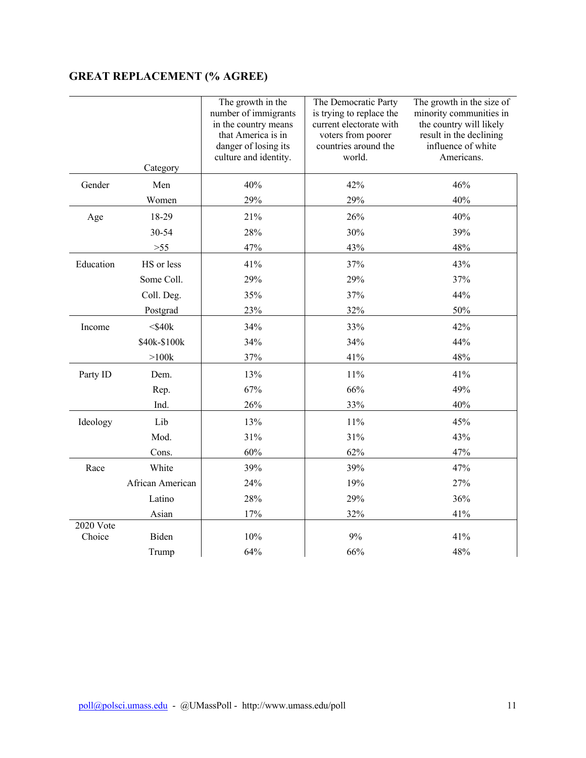## GREAT REPLACEMENT (% AGREE)

| | Category | The growth in the number of immigrants in the country means that America is in danger of losing its culture and identity. | The Democratic Party is trying to replace the current electorate with voters from poorer countries around the world. | The growth in the size of minority communities in the country will likely result in the declining influence of white Americans. |
|---|---|---|---|---|
| Gender | Men | 40% | 42% | 46% |
| | Women | 29% | 29% | 40% |
| Age | 18-29 | 21% | 26% | 40% |
| | 30-54 | 28% | 30% | 39% |
| | >55 | 47% | 43% | 48% |
| Education | HS or less | 41% | 37% | 43% |
| | Some Coll. | 29% | 29% | 37% |
| | Coll. Deg. | 35% | 37% | 44% |
| | Postgrad | 23% | 32% | 50% |
| Income | <$40k | 34% | 33% | 42% |
| | $40k-$100k | 34% | 34% | 44% |
| | >100k | 37% | 41% | 48% |
| Party ID | Dem. | 13% | 11% | 41% |
| | Rep. | 67% | 66% | 49% |
| | Ind. | 26% | 33% | 40% |
| Ideology | Lib | 13% | 11% | 45% |
| | Mod. | 31% | 31% | 43% |
| | Cons. | 60% | 62% | 47% |
| Race | White | 39% | 39% | 47% |
| | African American | 24% | 19% | 27% |
| | Latino | 28% | 29% | 36% |
| | Asian | 17% | 32% | 41% |
| 2020 Vote Choice | Biden | 10% | 9% | 41% |
| | Trump | 64% | 66% | 48% |

poll@polsci.umass.edu - @UMassPoll - http://www.umass.edu/poll